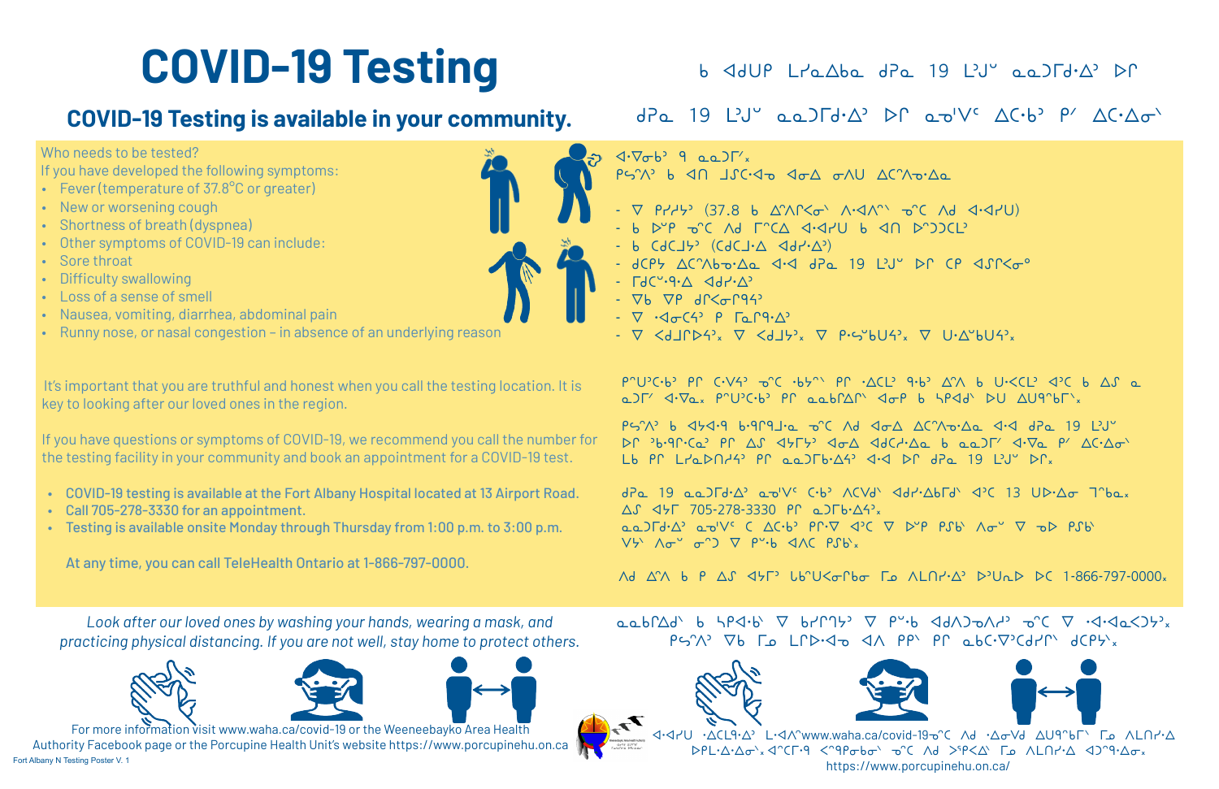# COVID-19 Testing

## COVID-19 Testing is available in your community.

Who needs to be tested?
If you have developed the following symptoms:

- Fever (temperature of 37.8°C or greater)
- New or worsening cough
- Shortness of breath (dyspnea)
- Other symptoms of COVID-19 can include:
- Sore throat
- Difficulty swallowing
- Loss of a sense of smell
- Nausea, vomiting, diarrhea, abdominal pain
- Runny nose, or nasal congestion – in absence of an underlying reason

It's important that you are truthful and honest when you call the testing location. It is key to looking after our loved ones in the region.

If you have questions or symptoms of COVID-19, we recommend you call the number for the testing facility in your community and book an appointment for a COVID-19 test.

- COVID-19 testing is available at the Fort Albany Hospital located at 13 Airport Road.
- Call 705-278-3330 for an appointment.
- Testing is available onsite Monday through Thursday from 1:00 p.m. to 3:00 p.m.

At any time, you can call TeleHealth Ontario at 1-866-797-0000.

*Look after our loved ones by washing your hands, wearing a mask, and practicing physical distancing. If you are not well, stay home to protect others.*

For more information visit www.waha.ca/covid-19 or the Weeneebayko Area Health Authority Facebook page or the Porcupine Health Unit's website https://www.porcupinehu.on.ca

ᑲ ᐊᑯᑌᑭ ᒪᓯᓇᐃᑲᓇ ᑯᑭᓇ 19 ᒪᐣᒍᐤ ᓇᓇᑐᒥᑯᐧᐃᐣ ᐅᒋ

ᑯᑭᓇ 19 ᒪᐣᒍᐤ ᓇᓇᑐᒥᑯᐧᐃᐣ ᐅᒋ ᓇᓂᑊᐯᐨ ᐃᑕᐧᑲᐣ ᑭᐟ ᐃᑕᐧᐃᓂᐠ

ᐊᐧᐁᓂᑲᐣ ᑫ ᓇᓇᑐᒥᐟ᙮
ᑭᔕᐢᐱᐣ ᑲ ᐊᑎ ᒍᓯᑖᐧᐊᓂ ᐊᓂᐃ ᓂᐱᑌ ᐃᑕᐢᐱᓂᐧᐃᓇ

- ᐁ ᑭᓯᓯᔭᐣ (37.8 ᑲ ᐃᐢᐱᑎᓯᓂ ᐱᐧᐊᐱᐦᐠ ᓂᐢᑕ ᐱᑯ ᐊᐧᐊᓯᑌ)
- ᑲ ᐅᐦᑭ ᓂᐢᑕ ᐱᑯ ᒥᐢᑕᐃ ᐊᐧᐊᓯᑌ ᑲ ᐊᑎ ᐅᐢᑐᑐᑕᒪᐣ
- ᑲ ᑕᑯᑕᒍᔭᐣ (ᑕᑯᑕᒍᐧᐃ ᐊᑯᓯᐧᐃᐣ)
- ᑯᑕᑭᔭ ᐃᑕᐢᐱᑲᓂᐧᐃᓇ ᐊᐧᐊ ᑯᑭᓇ 19 ᒪᐣᒍᐤ ᐅᒋ ᑕᑭ ᐊᔑᑎᐸᓂᐤ
- ᒥᑯᑕᐤᐧᑫᐧᐃ ᐊᑯᓯᐧᐃᐣ
- ᐁᑲ ᐁᑭ ᑯᑎᐸᓂᒋᑫᐣ
- ᐁ ᐧᐊᓂᑕᔦᐣ ᑭ ᒥᓇᒋᑫᐧᐃᐣ
- ᐁ ᐸᑯᒋᐅᔦᐣ᙮ ᐁ ᐸᑯᒍᔭᐣ᙮ ᐁ ᑭᔕᐤᑲᐅᔦᐣ᙮ ᐁ ᑌᐧᐃᐦᑲᐅᔦᐣ᙮

ᑭᑌᐣᑕᑲᐣ ᑭᒋ ᑕᐧᐯᔦᐣ ᓂᐢᑕ ᐧᑲᔕᐠ ᑭᒋ ᐧᐃᑕᒪᐣ ᑫᑲᐣ ᐃᐢᐱ ᑲ ᑌᐧᐸᑕᒪᐣ ᐊᐣᑕ ᑲ ᐃᔑ ᓇᓇᑐᒥᐟ ᐊᐧᐁᓇ᙮ ᑭᑌᐣᑕᑲᐣ ᑭᒋ ᓇᓇᑲᒋᐃᐢᐠ ᐊᓂᑭ ᑲ ᓴᑭᐊᑯᐠ ᐅᑌ ᐃᐧᐁᑫᐦᑲᒥᐠ᙮

ᑭᔕᐢᐱᐣ ᑲ ᐊᔭᐊᑫ ᑲᐧᑫᑫᒋᒧᓇ ᓂᐢᑕ ᐱᑯ ᐊᓂᐃ ᐃᑕᐢᐱᓂᐧᐃᓇ ᐊᐧᐊ ᑯᑭᓇ 19 ᒪᐣᒍᐤ ᐅᒋ ᐣᑲᐧᑫᒋᑕᒪᐣ ᑭᒋ ᐃᔑ ᐊᔭᒥᔭᐣ ᐊᓂᐃ ᐊᑯᑕᓯᐧᐃᓇ ᑲ ᓇᓇᑐᒥᐟ ᐊᐧᐁᓇ ᑭᐟ ᐃᑕᐧᐃᓂᐠ ᒪᑲ ᑭᒋ ᒪᓯᓇᐅᑎᓴᐣ ᑭᒋ ᓇᓇᑐᒥᑲᐧᐃᐣ ᐊᐧᐊ ᐅᒋ ᑯᑭᓇ 19 ᒪᐣᒍᐤ ᐅᒋ᙮

ᑯᑭᓇ 19 ᓇᓇᑐᒥᑯᐧᐃᐣ ᓇᓂᑊᐯᐨ ᑕᑲᐣ ᐱᑕᐯᑯ ᐊᑯᓯᐧᐃᑲᒥᑯᐠ ᐊᐣᑕ 13 ᑌᐅᐸᐃᓂ ᒣᐢᑲᓇ᙮
ᐊᔑ ᐊᔭᒥ 705-278-3330 ᑭᒋ ᓇᑐᒥᑲᐧᐃᐣ᙮
ᓇᓇᑐᒥᑯᐧᐃᐣ ᓇᓂᑊᐯᐨ ᑕ ᐃᑕᑲᐣ ᑭᑎᐧᐁ ᐊᐣᑕ ᐁ ᐅᐦᑭ ᐱᓯᑲᐠ ᐱᓂᐤ ᐁ ᓂᐅ ᑭᓯᑲᐠ ᐯᔭᐠ ᐱᓂᐤ ᓂᐢᑐ ᐁ ᑭᐤᑲ ᐊᐱᑕ ᑭᓯᑲᐠ᙮

ᐱᑯ ᐃᐢᐱ ᑲ ᑭ ᐊᔑ ᐊᔭᒥᐣ ᒪᑲᐢᑌᐸᓂᒋᑲᓂ ᒥᓇ ᐱᒪᑎᓯᐧᐃᐣ ᐅᐣᑌᓇᐅ ᐅᑕ 1-866-797-0000᙮

ᓇᓇᑲᒋᐃᐠ ᑲ ᓴᑭᐊᐧᑲᐠ ᐁ ᑲᓯᒋᒉᔭᐣ ᐁ ᑭᐤᑲ ᐊᑯᐱᑐᓂᐱᔑᐣ ᓂᐢᑕ ᐁ ᐧᐊᐧᐊᓇᐸᑐᔭᐣ᙮
ᑭᔕᐢᐱᐣ ᐁᑲ ᒥᓇ ᒪᒋᐅᐧᐊᓂ ᐊᐱ ᑭᑭᐠ ᑭᒋ ᓇᑲᑕᐧᐁᐣᑕᒧᒋᐠ ᑯᑕᑭᔭᐠ᙮

ᐊᐧᐊᓯᑌ ᐧᐃᑕᒪᑫᐧᐃᐣ ᒪᐧᐊᐱᐦᐨwww.waha.ca/covid-19ᓂᐢᑕ ᐱᑯ ᐧᐃᓂᐯᑯ ᐃᐅᑫᐦᑲᒥᐠ ᒥᓇ ᐱᒪᑎᓯᐧᐃ ᐅᐱᒪᐧᐃᐧᐃᓂᐠ᙮ ᐊᐢᑕᒪᑫ ᐸᐢᑫᐱᑫᓂᑲᐣ ᓂᐢᑕ ᐱᑯ ᐳᐢᑭᐱᐊᐠ ᒥᓇ ᐱᒪᑎᓯᐧᐃ ᐊᑐᐢᑫᐧᐃᓂᐠ᙮
https://www.porcupinehu.on.ca/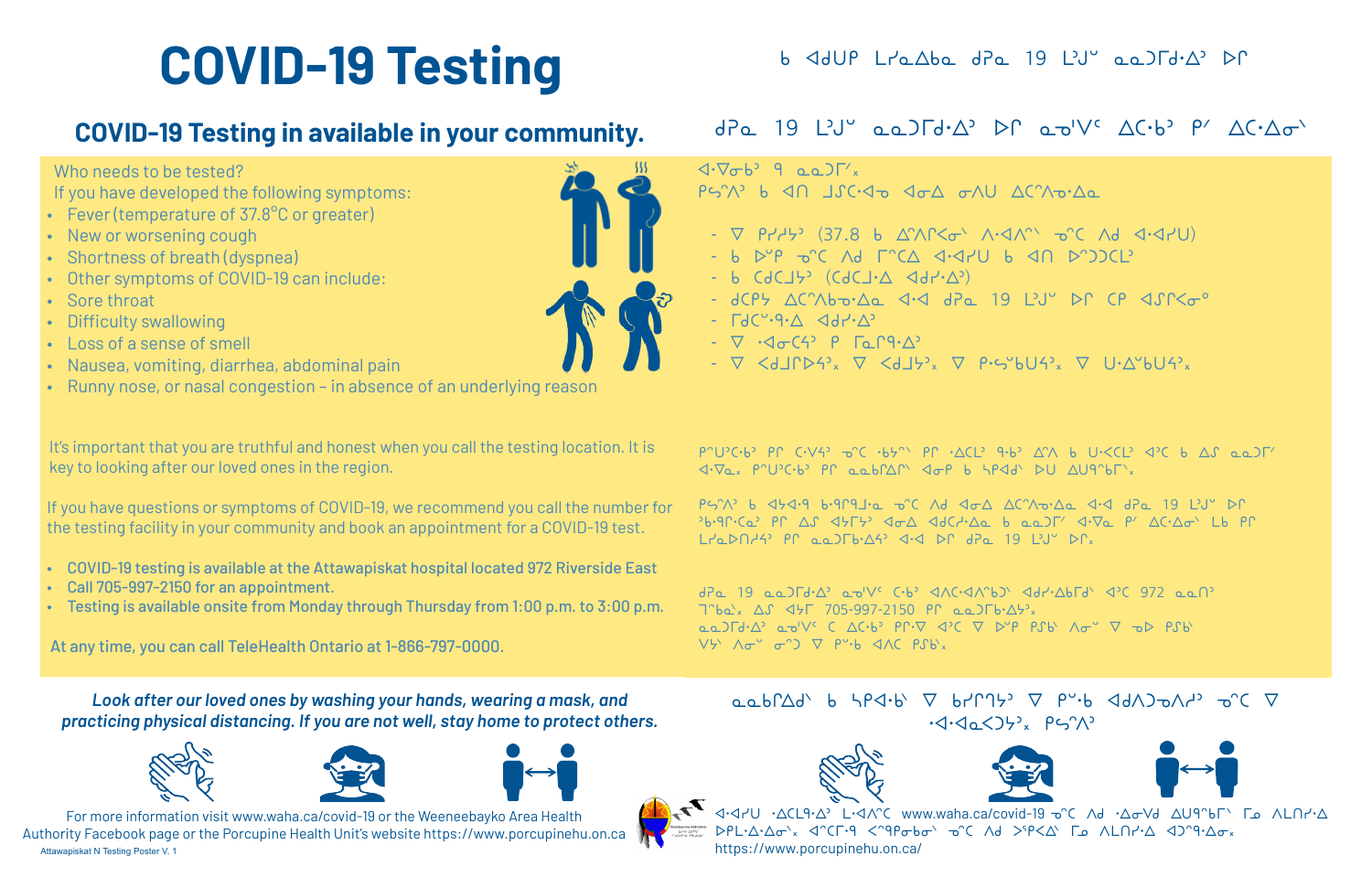# COVID-19 Testing

ᑲ ᐊᑯᑌᑭ ᒪᓯᓇᐃᑲᓇ ᑯᐱᓇ 19 ᒪᒍᐡ ᓇᓇᑐᒥᑯᐧᐃᐣ ᐅᒋ

## COVID-19 Testing in available in your community.

ᑯᐱᓇ 19 ᒪᒍᐡ ᓇᓇᑐᒥᑯᐧᐃᐣ ᐅᒋ ᓇᓄᑊᐯᐨ ᐃᑕᐧᑲᐣ ᑭᐟ ᐃᑕᐧᐃᓂᐠ

Who needs to be tested?
If you have developed the following symptoms:

- Fever (temperature of 37.8°C or greater)
- New or worsening cough
- Shortness of breath (dyspnea)
- Other symptoms of COVID-19 can include:
- Sore throat
- Difficulty swallowing
- Loss of a sense of smell
- Nausea, vomiting, diarrhea, abdominal pain
- Runny nose, or nasal congestion – in absence of an underlying reason

ᐊᐧᐁᓂᑲᐣ ᑫ ᓇᓇᑐᒥᐟᕽ
ᑭᓯᐢᐱᐣ ᑲ ᐊᑎ ᒧᔑᑕᐧᐊᓄ ᐊᓂᐃ ᓂᐱᑌ ᐃᑕᐢᐱᓄᐧᐃᓇ

- ᐁ ᑭᓯᓯᔾᐣ (37.8 ᑲ ᐃᐢᐱᑎᐸᓂᐠ ᐱᐧᐊᐱᐢᐠ ᓂᐢᑕ ᐱᑯ ᐊᐧᐊᓯᑌ)
- ᑲ ᐅᐦᑭ ᓂᐢᑕ ᐱᑯ ᒥᐢᑕᐃ ᐊᐧᐊᓯᑌ ᑲ ᐊᑎ ᐅᐢᑐᑕᒪᐣ
- ᑲ ᑕᑯᑕᒧᔾᐣ (ᑕᑯᑕᒧᐧᐃ ᐊᑯᓯᐧᐃᐣ)
- ᑯᑕᑭᔭ ᐃᑕᐢᐱᑲᓄᐧᐃᓇ ᐊᐧᐊ ᑯᐱᓇ 19 ᒪᒍᐡ ᐅᒋ ᑕᑭ ᐊᔑᒋᐸᓂᐤ
- ᒥᑯᑕᐦᑫᐧᐃ ᐊᑯᓯᐧᐃᐣ
- ᐁ ᐧᐊᓂᑕᐧᐊᐣ ᑭ ᒥᓇᒋᑫᐧᐃᐣ
- ᐁ ᐸᑯᒧᒋᐅᐧᐊᐣ ᐁ ᐸᑯᒧᔾᐣ ᐁ ᑭᐧᓯᐦᑲᑌᐧᐊᐣ ᐁ ᑌᐧᐃᐦᑲᑌᐧᐊᐣ

It's important that you are truthful and honest when you call the testing location. It is key to looking after our loved ones in the region.

ᑭᐢᑌᐣᑕᑲᐣ ᑭᒋ ᑕᐧᐯᐧᐊᐣ ᓂᐢᑕ ᐧᑲᔦᐢ ᑭᒋ ᐧᐃᑕᒪᐣ ᑫᐧᑲᐣ ᐃᐢᐱ ᑲ ᑌᐧᐸᑕᒪᐣ ᐊᐣᑕ ᑲ ᐃᔑ ᓇᓇᑐᒥᐟ ᐊᐧᐁᓇ ᑭᐢᑌᐣᑕᑲᐣ ᑭᒋ ᓇᓇᑲᒋᐃᒋᐢ ᐊᓂᑭ ᑲ ᓴᑭᐊᑯᐠ ᐅᑌ ᐃᐅᑫᐦᑲᒥᐠ

If you have questions or symptoms of COVID-19, we recommend you call the number for the testing facility in your community and book an appointment for a COVID-19 test.

ᑭᓯᐢᐱᐣ ᑲ ᐊᔭᐊᐧᑫ ᑲᐧᑫᒋᑫᒧᓇ ᓂᐢᑕ ᐱᑯ ᐊᓂᐃ ᐃᑕᐢᐱᓄᐧᐃᓇ ᐊᐧᐊ ᑯᐱᓇ 19 ᒪᒍᐡ ᐅᒋ ᐣᑲᐧᑫᒋᑕᒪᐣ ᑭᒋ ᐃᔑ ᐊᔾᒥᔾᐣ ᐊᓂᐃ ᐊᑯᑕᐧᐃᓇ ᑲ ᓇᓇᑐᒥᐟ ᐊᐧᐁᓇ ᑭᐟ ᐃᑕᐧᐃᓂᐠ ᒪᑲ ᑭᒋ ᒪᓯᓇᐅᑎᐦᐊᐣ ᑭᒋ ᓇᓇᑐᒥᑲᐧᐃᐊᐣ ᐊᐧᐊ ᐅᒋ ᑯᐱᓇ 19 ᒪᒍᐡ ᐅᒋᕽ

- COVID-19 testing is available at the Attawapiskat hospital located 972 Riverside East
- Call 705-997-2150 for an appointment.
- Testing is available onsite from Monday through Thursday from 1:00 p.m. to 3:00 p.m.

ᑯᐱᓇ 19 ᓇᓇᑐᒥᑯᐧᐃᐣ ᓇᓄᑊᐯᐨ ᑕᐧᑲᐣ ᐊᐱᑕᐧᐊᐱᐢᑲᐟᐠ ᐊᑯᓯᐧᐃᑲᒥᑯᐠ ᐊᐣᑕ 972 ᓇᓇᑎᐣ
ᒣᐢᑲᓇᕽ ᐃᔑ ᐊᔾᒥ 705-997-2150 ᑭᒋ ᓇᓇᑐᒥᑲᐧᐃᐊᐣᕽ
ᓇᓇᑐᒥᑯᐧᐃᐣ ᓇᓄᑊᐯᐨ ᑕ ᐃᑕᐧᑲᐣ ᑭᒋᐁ ᐊᐣᑕ ᐁ ᐅᐦᑭ ᑭᔑᑲᕽ ᐱᓂᐤ ᐁ ᓄᐅ ᑭᔑᑲᕽ
ᐯᔭᐠ ᐱᓂᐤ ᓂᐢᑐ ᐁ ᑭᐤᑲ ᐊᐱᑕ ᑭᔑᑲᕽ

At any time, you can call TeleHealth Ontario at 1-866-797-0000.

***Look after our loved ones by washing your hands, wearing a mask, and practicing physical distancing. If you are not well, stay home to protect others.***

ᓇᓇᑲᒋᐃᑯᐠ ᑲ ᓴᑭᐊᑯᐠ ᐁ ᑲᓯᒋᒉᔾᐣ ᐁ ᑭᐤᑲ ᐊᑯᐱᑐᓂᐱᓯᐣ ᓂᐢᑕ ᐁ ᐧᐊᐧᐊᓇᐸᑐᔾᐣᕽ ᑭᓯᐢᐱᐣ

For more information visit www.waha.ca/covid-19 or the Weeneebayko Area Health Authority Facebook page or the Porcupine Health Unit's website https://www.porcupinehu.on.ca

ᐊᐧᐊᓯᑌ ᐧᐃᑕᒪᑫᐧᐃᐣ ᒪᐧᐊᐱᐢᑕ www.waha.ca/covid-19 ᓂᐢᑕ ᐱᑯ ᐧᐃᓂᐯᑯ ᐃᑌᐦᑫᐢᑲᒥᐠ ᒥᓇ ᐱᒪᑎᓯᐧᐃ ᐅᐱᒪᐧᐃᐊᓂᐢ ᐊᐢᑕᒥᑫ ᐸᐢᑫᐱᓂᑲᓂᐢ ᓂᐢᑕ ᐱᑯ ᐳᑭᐸᐃᐢ ᒥᓇ ᐱᒪᑎᓯᐧᐃ ᐊᑐᐢᑫᐧᐃᓂᕽ
https://www.porcupinehu.on.ca/

Attawapiskat N Testing Poster V. 1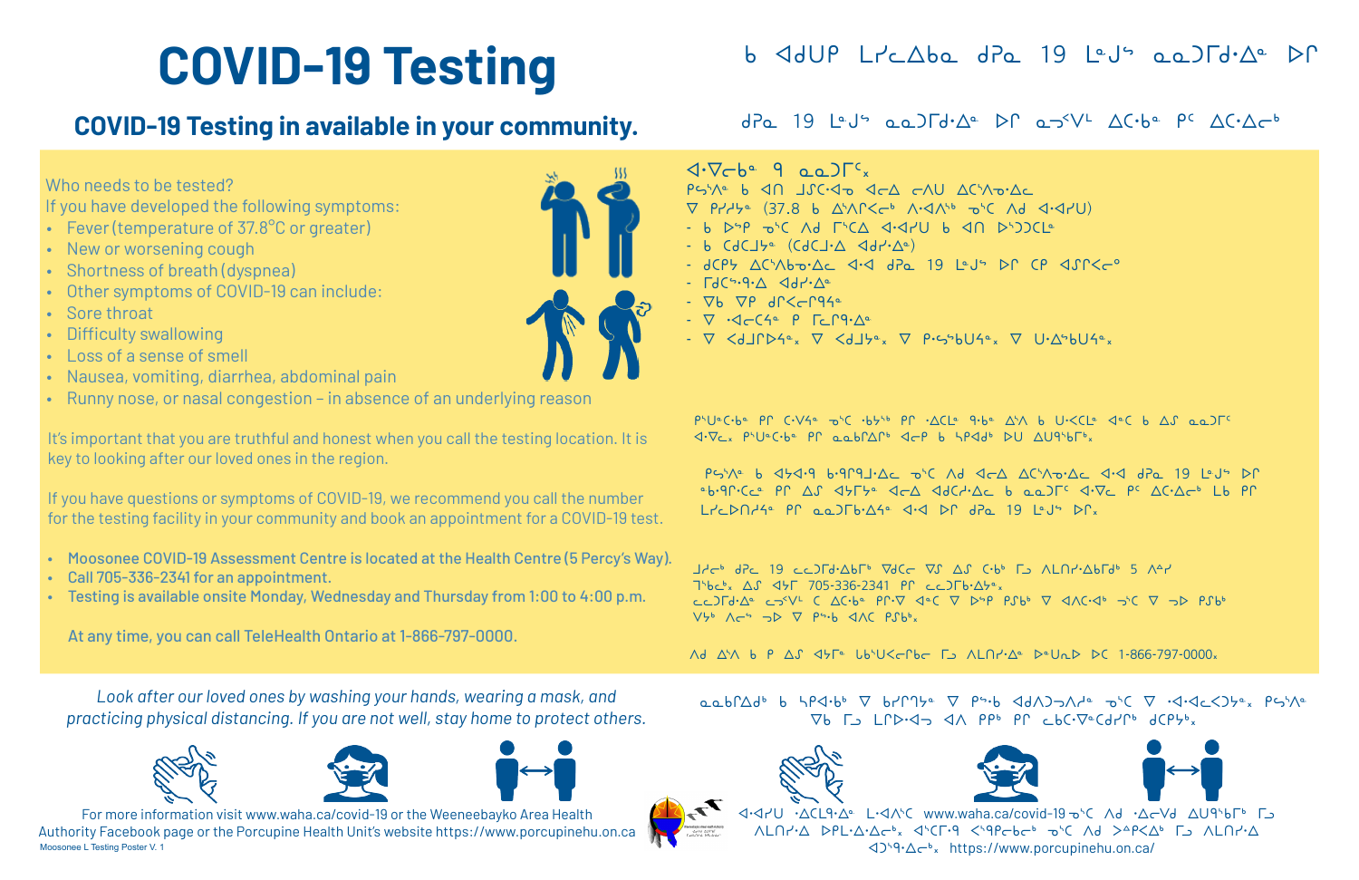# COVID-19 Testing

## COVID-19 Testing in available in your community.

ᑲ ᐊᑯᑌᑭ ᒪᓯᓚᐃᑲᓇ ᑯᑭᓇ 19 ᒫᒍᐦ ᓇᓇᑐᒥᑯᐎᐣ ᐅᒥ

ᑯᑭᓇ 19 ᒫᒍᐦ ᓇᓇᑐᒥᑯᐎᐣ ᐅᒥ ᓇᒧᐯᒼ ᐃᑕᐤᓐ ᑭᑦ ᐃᑕᐎᓂᐠ

Who needs to be tested?
If you have developed the following symptoms:

- Fever (temperature of 37.8°C or greater)
- New or worsening cough
- Shortness of breath (dyspnea)
- Other symptoms of COVID-19 can include:
- Sore throat
- Difficulty swallowing
- Loss of a sense of smell
- Nausea, vomiting, diarrhea, abdominal pain
- Runny nose, or nasal congestion – in absence of an underlying reason

It's important that you are truthful and honest when you call the testing location. It is key to looking after our loved ones in the region.

If you have questions or symptoms of COVID-19, we recommend you call the number for the testing facility in your community and book an appointment for a COVID-19 test.

- **Moosonee COVID-19 Assessment Centre is located at the Health Centre (5 Percy's Way).**
- **Call 705-336-2341 for an appointment.**
- **Testing is available onsite Monday, Wednesday and Thursday from 1:00 to 4:00 p.m.**

**At any time, you can call TeleHealth Ontario at 1-866-797-0000.**

ᐊᐍᓂᑲᓐ ᑫ ᓇᓇᑐᒥᐦ᙮
ᑭᔐᐱᓐ ᑲ ᐊᑎ ᒍᔑᑕᐗᓄ ᐊᓂᐃ ᓂᐱᑌ ᐃᑌᐦᐱᓀᐎᓂ
ᐁ ᑭᓯᓱᓐ (37.8 ᑲ ᐃᐢᐱᒋᐸᓂᐠ ᐱᐗᐱᐢᐠ ᓀᐢᑕ ᐱᑯ ᐊᐗᓯᑌ)
- ᑲ ᐅᔥᑭ ᓀᐢᑕ ᐱᑯ ᒥᐢᑕᐃ ᐊᐗᓯᑌ ᑲ ᐊᑎ ᐅᐢᑐᑕᒪᐣ
- ᑲ ᑕᑯᑕᒧᓲᓐ (ᑕᑯᑕᒧᐎᐣ ᐊᑯᓯᐎᐣ)
- ᑯᑕᑭᓲ ᐃᑌᐦᐱᓀᐎᓂ ᐊᐗ ᑯᑭᓇ 19 ᒫᒍᐦ ᐅᒥ ᑕᑭ ᐊᔑᒋᐸᓂᐤ
- ᒥᑯᑕᐦᑫᐎ ᐊᑯᓯᐎᐣ
- ᐁᑲ ᐁᑭ ᑯᒋᐸᓂᑫᔦᐣ
- ᐁ ᐗᐊᓂᑕᔦᐣ ᑭ ᒥᓂᑫᐎᐣ
- ᐁ ᐸᑯᒋᐅᔦᐣ᙮ ᐁ ᐸᑯᒍᓲᐣ᙮ ᐁ ᑭᔐᐦᑲᑌᔦᐣ᙮ ᐁ ᑌᐎᐦᑲᑌᔦᐣ᙮

ᑭᐢᑌᓐᑕᑲᓐ ᑭᒥ ᑕᐯᔦᐣ ᓀᐢᑕ ᐏᔓᐦ ᑭᒥ ᐎᑕᒪᐣ ᑫᑳᓐ ᐃᔑ ᑲ ᑌᐸᑕᒪᐣ ᐊᓐᑕ ᑲ ᐃᔑ ᓇᓇᑐᒥᐟ ᐊᐌ᙮ ᑭᐢᑌᓐᑕᑲᓐ ᑭᒥ ᓇᓇᑲᒋᐦᐃᑯᐦ ᐊᑭᔭ ᑲ ᓴᑭᐊᑯᐠ ᐅᑌ ᐃᑌᐱᐦᑲᒥᐠ᙮

ᑭᔐᐱᓐ ᑲ ᐊᔭᐊᐧᑫ ᑲᐧᑫᑫᒋᒧᐎᓇ ᓀᐢᑕ ᐱᑯ ᐊᓂᐃ ᐃᑕᐦᐱᓀᐎᓇ ᐊᐗ ᑯᑭᓇ 19 ᒫᒍᐦ ᐅᒥ ᓇᑲᐧᑫᒥᑕᐧᑲᓐ ᑭᒥ ᐃᔑ ᐊᔭᒥᔭᐣ ᐊᓂᐃ ᐊᑯᑕᓯᐎᓇ ᑲ ᓇᓇᑐᒥᑦ ᐊᐌᐧ ᑭᑦ ᐃᑕᐎᓂᐠ ᒪᑲ ᑭᒥ ᒪᓯᓚᐅᑎᓯᔦᐣ ᑭᒥ ᓇᓇᑐᒥᑲᐧᔦᐣ ᐊᐗ ᐅᒥ ᑯᑭᓇ 19 ᒫᒍᐦ ᐅᒥ᙮

ᒨᓯᓂᐠ ᑯᑭᓇ 19 ᓇᓇᑐᒥᑯᐎᑲᒥᐠ ᐁᑯᑕᓇ ᐁᔑ ᐃᔑ ᑕᑯᐦ ᒥᓇ ᐱᒪᑎᓯᐎᑲᒥᑯᐠ 5 ᐱᓯᓯ
ᑖᐦᑲᐸᐠ᙮ ᐃᔑ ᐊᔭᒥ 705-336-2341 ᑭᒥ ᓇᓇᑐᒥᑲᐧᔦᐣ᙮
ᓇᓇᑐᒥᑯᐎᐣ ᓇᒧᐯᒼ ᑕ ᐃᑕᐤᓐ ᑭᒥᐌ ᐊᓐᑕ ᐁ ᐅᔥᑭ ᑭᔑᑲᐠ ᐁ ᐊᓂᐱᑕᐊᐧᐠ ᓀᐢᑕ ᐁ ᓀᐅ ᑭᔑᑲᐠ ᐯᔭᐠ ᐱᒪᐦ ᓀᐅ ᐁ ᑭᔥᑲ ᐊᐱᑕ ᑭᔑᑲᐠ᙮

ᐱᑯ ᐃᔑᐱ ᑲ ᑭ ᐃᔑ ᐊᔭᒥᐣ ᓚᑲᐢᑌᐸᒋᑲᓂᐠ ᒥᓇ ᐱᒪᑎᓯᐎᐣ ᐅᓐᑌᓇᐠ ᐅᑕ 1-866-797-0000᙮

*Look after our loved ones by washing your hands, wearing a mask, and practicing physical distancing. If you are not well, stay home to protect others.*

ᓇᓇᑲᒋᐦᐃᑯᐠ ᑲ ᓴᑭᐊᐧᑲᐧ ᐁ ᑲᓯᒋᒉᔮᐣ ᐁ ᑭᐦᑲ ᐊᑯᐱᑐᓗᐱᓀᓐ ᓀᐢᑕ ᐁ ᐗᐊᓇᐸᑐᔦᐣ᙮ ᑭᔐᐱᓐ ᐁᑲ ᒥᓇ ᒪᒋᐅᐗᓗ ᐊᐱ ᑭᑭᐠ ᑭᒥ ᓚᑲᑕᐁᐧᓐᑕᒧᒥᐠ ᑯᑕᑭᔭᐠ᙮

For more information visit www.waha.ca/covid-19 or the Weeneebayko Area Health Authority Facebook page or the Porcupine Health Unit's website https://www.porcupinehu.on.ca

ᐊᐗᓯᑌ ᐎᐢᑕᒪᑫᐎᐣ ᒪᐎᐊᐦᑕ www.waha.ca/covid-19 ᓀᐢᑕ ᐱᑯ ᐎᓂᐯᑯ ᐃᑌᑫᐦᑲᒥᐠ ᒥᓇ ᐱᒪᑎᓯᐎ ᐅᐱᒪᐎᐊᐧᓂᐠ᙮ ᐊᐢᑕᒥᑫ ᐸᐢᑫᓂᑲᓂᐠ ᓀᐢᑕ ᐱᑯ ᐳᐱᑲᐸᐠ ᒥᓇ ᐱᒪᑎᓯᐎ ᐊᑐᐢᑫᐎᓂᐠ᙮ https://www.porcupinehu.on.ca/

Moosonee L Testing Poster V. 1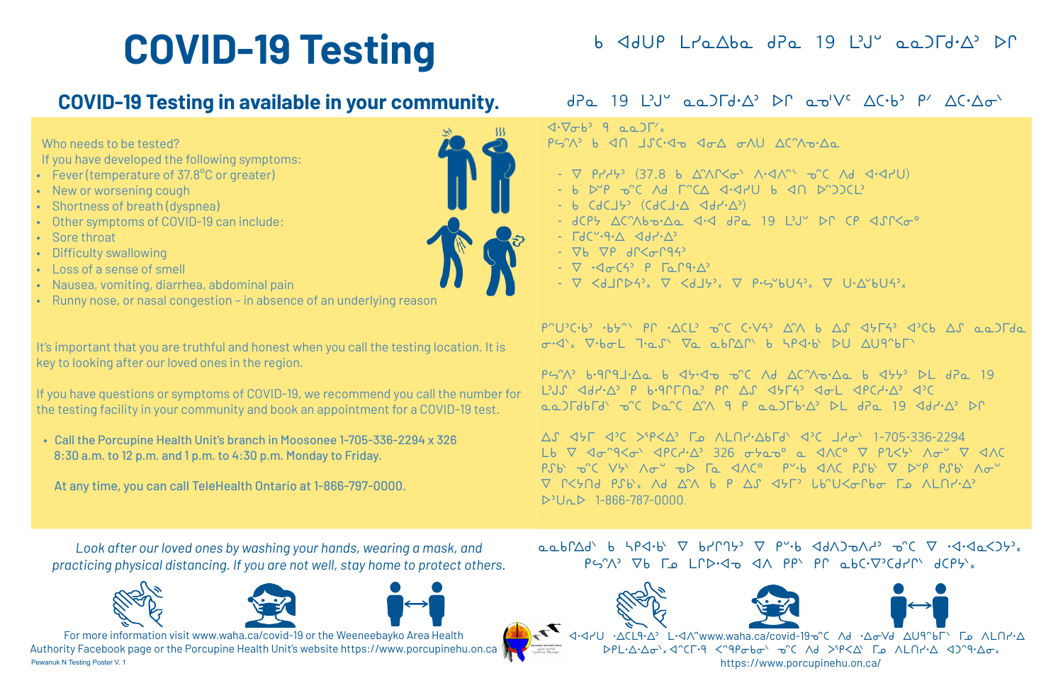# COVID-19 Testing

## COVID-19 Testing in available in your community.

Who needs to be tested?
If you have developed the following symptoms:

- Fever (temperature of 37.8°C or greater)
- New or worsening cough
- Shortness of breath (dyspnea)
- Other symptoms of COVID-19 can include:
- Sore throat
- Difficulty swallowing
- Loss of a sense of smell
- Nausea, vomiting, diarrhea, abdominal pain
- Runny nose, or nasal congestion – in absence of an underlying reason

It's important that you are truthful and honest when you call the testing location. It is key to looking after our loved ones in the region.

If you have questions or symptoms of COVID-19, we recommend you call the number for the testing facility in your community and book an appointment for a COVID-19 test.

- **Call the Porcupine Health Unit's branch in Moosonee 1-705-336-2294 x 326 8:30 a.m. to 12 p.m. and 1 p.m. to 4:30 p.m. Monday to Friday.**

**At any time, you can call TeleHealth Ontario at 1-866-797-0000.**

*Look after our loved ones by washing your hands, wearing a mask, and practicing physical distancing. If you are not well, stay home to protect others.*

For more information visit www.waha.ca/covid-19 or the Weeneebayko Area Health Authority Facebook page or the Porcupine Health Unit's website https://www.porcupinehu.on.ca

# ᑲ ᐊᑯᐅᑭ ᒪᓯᓇᐃᑲᓇ ᑯᐱᓇ 19 ᒫᒎᐤ ᓇᓇᑐᒥᑯᐧᐃᐣ ᐅᒋ

## ᑯᐱᓇ 19 ᒫᒎᐤ ᓇᓇᑐᒥᑯᐧᐃᐣ ᐅᒋ ᓇᓂᐯᐨ ᐃᑕᐧᑳᐣ ᑮ ᐃᑕᐧᐃᓂᕽ

ᐊᐧᐁᓂᑳᐣ ᑫ ᓇᓇᑐᒥᐦ
ᑮᓭᐱᐣ ᑲ ᐊᑎ ᒧᒋᑕᐧᐊᓄ ᐊᓂᐃ ᓂᐱᑌ ᐃᑕᐦᐱᓄᐧᐃᓇ

- ᐁ ᑭᓯᓭᐣ (37.8 ᑲ ᐃᐦᐱᒋᐸᓂᐤ ᐱᐧᐊᐱᐦᐠ ᓄᐦᑕ ᐱᑯ ᐊᐧᐊᓯᐅ)
- ᑲ ᐅᐦᑭ ᓄᐦᑕ ᐱᑯ ᒥᐦᑕᐃ ᐊᐧᐊᓯᑌ ᑲ ᐊᑎ ᐅᐦᑐᑕᒪᐣ
- ᑲ ᑕᑯᑕᒧᓭᐣ (ᑕᑯᑕᒧᐧᐃ ᐊᑯᓯᐧᐃᐣ)
- ᑯᑕᑯᓭ ᐃᑕᐦᐱᑲᓄᐧᐃᓇ ᐊᐧᐊ ᑯᐱᓇ 19 ᒫᒎᐤ ᐅᒋ ᑕᑭ ᐊᔑᒋᐸᓂᐤ
- ᒥᑯᑕᐤᑫᐧᐃ ᐊᑯᓯᐧᐃᐣ
- ᐁᑲ ᐁᑭ ᑯᒋᐸᓂᒋᑫᐣ
- ᐁ ᐧᐊᓂᑕᐦᐊᐣ ᑭ ᒥᓇᒋᑫᐧᐃᐣ
- ᐁ ᐸᑯᒋᐅᐸᔦᐣ ᐁ ᐸᑯᒧᓭᐣ ᐁ ᑭᔐᑳᐅᔦᐣ ᐁ ᑌᐧᐃᐤᑳᐅᔦᐣ

ᑭᐦᑌᐣᑕᑳᐣ ᐧᑲᔦᐠ ᑭᒋ ᐧᐃᑕᒪᐣ ᓄᐦᑕ ᑕᐧᐯᔦᐣ ᐃᐦᐱ ᑲ ᐃᔑ ᐊᔦᒥᔦᐣ ᐊᐣᑕᑲ ᐃᔑ ᓇᓇᑐᒥᑯᓇ ᓂᐧᐊᐠ ᐁᐧᑲᓂᒪ ᒣᓇᔑᐠ ᐁᓇ ᓇᑲᒋᐱᓯᐠ ᑲ ᓴᑭᐊᐧᑳᐠ ᐅᑌ ᐃᑌᑫᐦᑲᒥᐠ

ᑮᓭᐱᐣ ᑲᐧᑫᔅᑫᔅᒍᐧᐃᓇ ᑲ ᐊᔦᐧᐊᓄ ᓄᐦᑕ ᐱᑯ ᐃᑕᐦᐱᓄᐧᐃᓇ ᑲ ᐊᔦᔦᐣ ᐅᒪ ᑯᐱᓇ 19 ᒫᒎᐢ ᐊᑯᓯᐧᐃᐣ ᑭ ᑲᐧᑫᒋᒥᑎᓇᓐ ᑭᒋ ᐃᔑ ᐊᔦᒥᔦᐣ ᐊᓂᒪ ᐊᑭᑕᓯᐧᐃᐣ ᐊᐦᑕ ᓇᓇᑐᒥᑲᒥᑯᐠ ᓄᐦᑕ ᐅᓇᐦᑕ ᐃᐦᐱ ᑫ ᑭ ᓇᓇᑐᒥᑲᐧᐃᐣ ᐅᒪ ᑯᐱᓇ 19 ᐊᑯᓯᐧᐃᐣ ᐅᒋ

ᐃᔑ ᐊᔦᒥ ᐊᐦᑕ ᐳᑊᑭᐸᐃᐣ ᒥᓇ ᐱᒪᑎᓯᐧᐃᑲᒥᑯᐠ ᐊᐦᑕ ᒧᓱᓂᕽ 1-705-336-2294 ᒪᑲ ᐁ ᐊᓂᐦᑫᓂᐠ ᐊᑭᑕᓯᐧᐃᐣ 326 ᓂᔓᓈᐤ ᓇ ᐊᐱᑕᐤ ᐁ ᑭᔑᑳᐠ ᐱᓂᐤ ᐁ ᐊᐱᑕ ᑭᔑᑳᐠ ᓄᐦᑕ ᐯᔓ ᐱᓂᐤ ᓄᐣ ᒥᓇ ᐊᐱᑕᐤ ᑮᐧᑲ ᐊᐱᑕ ᑭᔑᑳᐠ ᐁ ᐅᐦᑭ ᑭᔑᑳᐠ ᐱᓂᐤ ᐁ ᒋᐸᔭᑎᑯ ᑭᔑᑳᐠ ᐱᑯ ᐃᐦᐱ ᑲ ᑭ ᐃᔑ ᐊᔦᒥᐣ ᒪᑲᐦᑌᐸᓂᒋᑲᓂ ᒥᓇ ᐱᒪᑎᓯᐧᐃᐣ ᐅᐣᑌᓇᐅ 1-866-787-0000.

ᓇᓇᑲᒋᐃᑯᐠ ᑲ ᓴᑭᐊᐧᑳᐠ ᐁ ᑲᓯᒋᒋᔦᐣ ᐁ ᑭᐦᐧᑲ ᐊᑯᐱᑐᓇᐱᓱᐣ ᓄᐦᑕ ᐁ ᐧᐊᐧᐊᓇᐸᑐᔦᐣ ᑮᓭᐱᐣ ᐁᑲ ᒥᓇ ᒪᒋᐅᐧᐊᓄ ᐊᐱ ᑭᑭᐠ ᑭᒋ ᓇᑲᑕᐧᐁᐣᑕᒧᒋᐠ ᑯᑕᑯᓭᐠ

ᐊᐧᐊᓯᐅ ᐧᐃᑕᒪᑫᐧᐃᐣ ᒪᐧᐊᐱᐦᐤwww.waha.ca/covid-19ᓄᐦᑕ ᐱᑯ ᐧᐃᓂᐯᑯ ᐃᑌᑫᐦᑲᒥᐠ ᒥᓇ ᐱᒪᑎᓯᐧᐃ ᐅᐱᒪᐧᐃᐧᐃᓂᐠ ᐊᐦᑕᒥᐧᑫ ᐸᐦᑫᐱᑲᓂᐠ ᓄᐦᑕ ᐱᑯ ᐳᑊᑭᐸᐃᐣ ᒥᓇ ᐱᒪᑎᓯᐧᐃ ᐊᑐᐦᑫᐧᐃᓂᕽ https://www.porcupinehu.on.ca/

Pewanuk N Testing Poster V. 1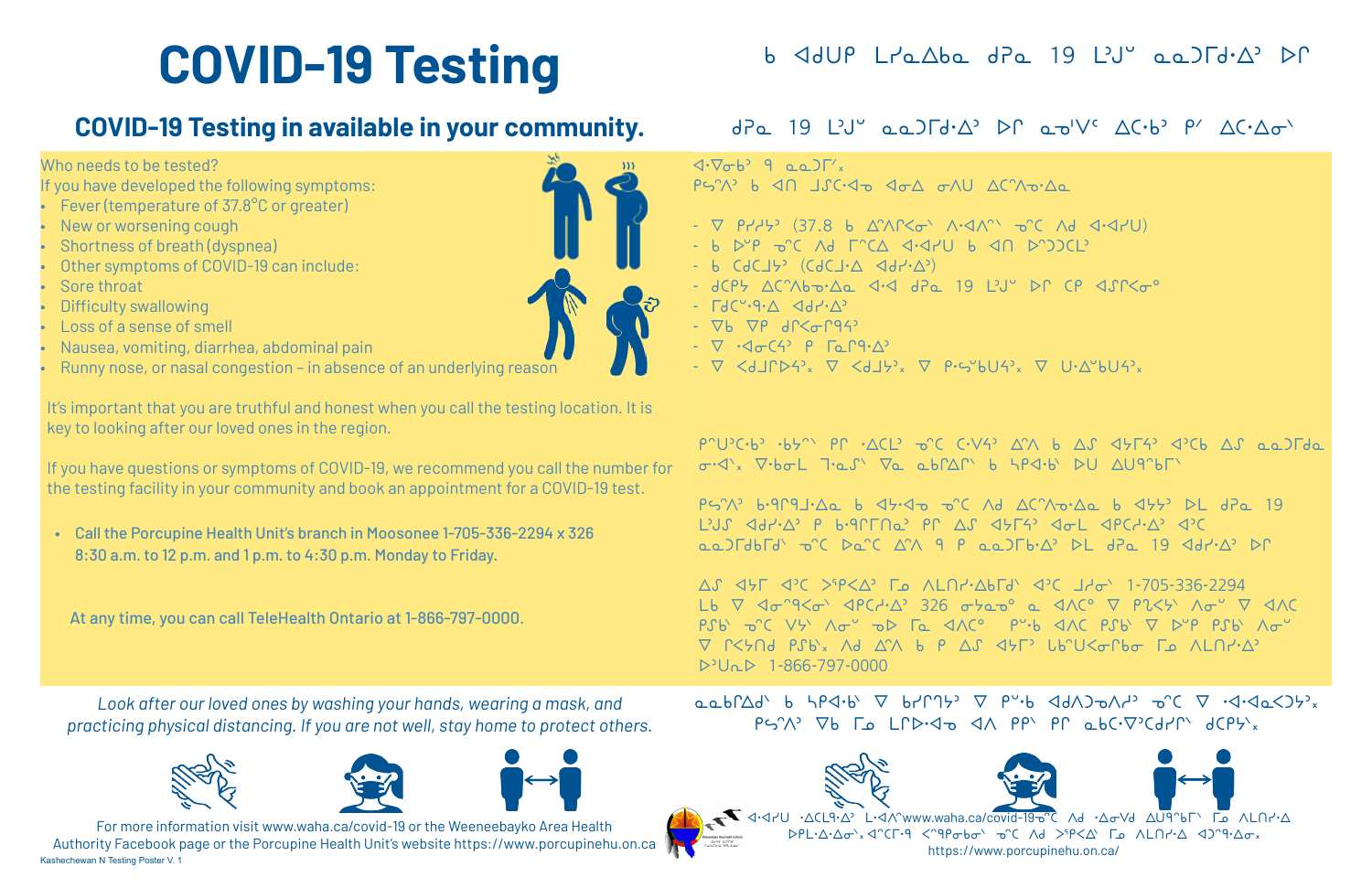# COVID-19 Testing

## COVID-19 Testing in available in your community.

Who needs to be tested?
If you have developed the following symptoms:

- Fever (temperature of 37.8°C or greater)
- New or worsening cough
- Shortness of breath (dyspnea)
- Other symptoms of COVID-19 can include:
- Sore throat
- Difficulty swallowing
- Loss of a sense of smell
- Nausea, vomiting, diarrhea, abdominal pain
- Runny nose, or nasal congestion – in absence of an underlying reason

It's important that you are truthful and honest when you call the testing location. It is key to looking after our loved ones in the region.

If you have questions or symptoms of COVID-19, we recommend you call the number for the testing facility in your community and book an appointment for a COVID-19 test.

- **Call the Porcupine Health Unit's branch in Moosonee 1-705-336-2294 x 326 8:30 a.m. to 12 p.m. and 1 p.m. to 4:30 p.m. Monday to Friday.**

At any time, you can call TeleHealth Ontario at 1-866-797-0000.

*Look after our loved ones by washing your hands, wearing a mask, and practicing physical distancing. If you are not well, stay home to protect others.*

For more information visit www.waha.ca/covid-19 or the Weeneebayko Area Health Authority Facebook page or the Porcupine Health Unit's website https://www.porcupinehu.on.ca

Kashechewan N Testing Poster V. 1

# ᑲ ᐊᑯᑌᑭ ᒪᓯᓇᐃᑲᓇ ᑯᐱᓇ 19 ᒪᒍᐡ ᓇᓇᑐᒥᑯᐃᐦ ᐅᒋ

## ᑯᐱᓇ 19 ᒪᒍᐡ ᓇᓇᑐᒥᑯᐃᐦ ᐅᒋ ᓇᓂᐢᐯᐨ ᐃᑕᐙᐦ ᑭᐟ ᐃᑕᐃᓂᐠ

ᐊᐌᓂᐚᐦ ᑫ ᓇᓇᑐᒥᐟ᙮
ᑭᔕᐢᐱᐦ ᑲ ᐊᑎ ᒧᔥᑕᐧᐊᓂ ᐊᓂᐃ ᓂᐱᑌ ᐃᑕᐢᐱᓂᐧᐃᓇ

- ᐁ ᑭᓯᓯᔦᐦ (37.8 ᑲ ᐃᐢᐱᒋᐸᓂᐠ ᐱᐧᐊᐱᐦᐠ ᓂᐢᑕ ᐱᑯ ᐊᐧᐊᓯᐅ)
- ᑲ ᐅᐦᑭ ᓂᐢᑕ ᐱᑯ ᒥᐢᑕᐃ ᐊᐧᐊᓯᑌ ᑲ ᐊᑎ ᐅᐢᑐᑕᒪᐦ
- ᑲ ᑕᑯᑕᒧᔦᐦ (ᑕᑯᑕᒧᐧᐃ ᐊᑯᓯᐧᐃᐦ)
- ᑯᑕᑭᔦ ᐃᑕᐢᐱᑲᓂᐧᐃᓇ ᐊᐧᐊ ᑯᐱᓇ 19 ᒪᒍᐡ ᐅᒋ ᑕᑭ ᐊᔑᒋᐸᓂᐤ
- ᒥᑯᑕᐦᑫᐧᐃ ᐊᑯᓯᐧᐃᐦ
- ᐁᑲ ᐁᑭ ᑯᒋᐸᓂᒥᑫᐦ
- ᐁ ᐧᐊᓂᑕᐦ ᑭ ᒥᓇᒥᑫᐧᐃᐦ
- ᐁ ᐸᑯᒧᒋᐅᐦ᙮ ᐁ ᐸᑯᒧᔦᐦ᙮ ᐁ ᑭᐧᓭᐦᑲᑌᐦ᙮ ᐁ ᑌᐧᐃᐦᑲᑌᐦ᙮

ᑭᐢᑌᐦᑕᑲᐧᐦ ᐧᑲᔦᐢ ᑭᒋ ᐧᐃᑕᒪᐦ ᓂᐢᑕ ᑕᐧᐸᐦ ᐃᐢᐱ ᑲ ᐃᔑ ᐊᔭᒥᐦ ᐊᐦᑕᑲ ᐃᔑ ᓇᓇᑐᒥᑯᓇ ᓂᐧᐊᐠ᙮ ᐁᐧᑲᓂᒪ ᒣᓇᔑᐠ ᐁᓇ ᓇᑲᒋᐱᐊᒋᐠ ᑲ ᓴᑭᐊᐧᑲᐠ ᐅᑌ ᐃᐅᑫᐢᑲᒥᐠ

ᑭᔕᐢᐱᐦ ᑲᐧᑫᒋᑫᒧᐧᐃᓇ ᑲ ᐊᔭᐧᐊᓂ ᓂᐢᑕ ᐱᑯ ᐃᑕᐢᐱᓂᐧᐃᓇ ᑲ ᐊᔮᔦᐦ ᐅᒪ ᑯᐱᓇ 19 ᒪᒍᐢ ᐊᑯᓯᐧᐃᐦ ᑭ ᑲᐧᑫᒋᒥᑎᓇᐦ ᑭᒋ ᐃᔑ ᐊᔭᒥᐦ ᐊᓂᒪ ᐊᐸᒋᓯᐧᐃᐦ ᐊᐦᑕ ᓇᓇᑐᒥᑯᑲᒥᑯᒥᐠ ᓂᐢᑕ ᐅᓇᐢᑕ ᐃᐢᐱ ᑫ ᑭ ᓇᓇᑐᒥᑲᐧᐃᐦ ᐅᒪ ᑯᐱᓇ 19 ᐊᑯᓯᐧᐃᐦ ᐅᒋ

ᐃᔑ ᐊᔭᒥ ᐊᐦᑕ ᐳᐢᑭᐸᐃᐦ ᒥᓇ ᐱᒪᑎᓯᐧᐃᑲᒥᑯᒥᐠ ᐊᐦᑕ ᒧᓯᓂᐠ 1-705-336-2294 ᒪᑲ ᐁ ᐊᓂᐢᑫᐸᓂᐠ ᐊᐸᒋᓯᐧᐃᐦ 326 ᓂᔭᓇᓄ ᓇ ᐊᐱᑕᐤ ᐁ ᑭᔐᐸᐠ ᐱᓂᐡ ᐁ ᐊᐱᑕ ᑭᓯᑲᐠ ᓂᐢᑕ ᐯᔭᐠ ᐱᓂᐡ ᓂᐅ ᒥᓇ ᐊᐱᑕᐤ ᑮᐧᑲ ᐊᐱᑕ ᑭᓯᑲᐠ ᐁ ᐅᐦᑭ ᑭᓯᑲᐠ ᐱᓂᐡ ᐁ ᒋᐸᔭᑎᑯ ᑭᓯᑲᐠ᙮ ᐱᑯ ᐃᐢᐱ ᑲ ᑭ ᐃᔑ ᐊᔭᒥᐦ ᑲᑲᐢᑌᐸᓂᒋᑲᓇ ᒥᓇ ᐱᒪᑎᓯᐧᐃᐦ ᐅᐦᑌᓇᐅ 1-866-797-0000

ᓇᓇᑲᒋᐃᑯᐠ ᑲ ᓴᑭᐊᐧᑲᐠ ᐁ ᑲᓯᒋᒉᔦᐦ ᐁ ᑭᐦᐧᑲ ᐊᑯᐱᑐᓂᐱᓯᐦ ᓂᐢᑕ ᐁ ᐧᐊᐧᐊᓇᐸᑐᔦᐦ᙮ ᑭᔕᐢᐱᐦ ᐁᑲ ᒥᓇ ᒪᒋᐅᐧᐊᓂ ᐊᐱ ᑭᑭᐠ ᑭᒋ ᓇᑲᑕᐧᐁᐦᑕᒪᐧᐊᒋᐠ ᑯᑕᑭᔦᐠ᙮

ᐊᐧᐊᓯᐅ ᐧᐃᑕᒪᑫᐧᐃᐦ ᒪᐧᐊᐢᐱwww.waha.ca/covid-19 ᓂᐢᑕ ᐱᑯ ᐧᐃᓂᐯᑯ ᐃᐅᑫᐢᑲᒥᐠ ᒥᓇ ᐱᒪᑎᓯᐧᐃ ᐅᐸᒪᐧᐃᐊᓂᐠ᙮ ᐊᐢᑕᒥᑫ ᐸᐢᑫᓂᑲᓂᐠ ᓂᐢᑕ ᐱᑯ ᐳᐢᑭᐸᐃᐠ ᒥᓇ ᐱᒪᑎᓯᐧᐃ ᐊᑐᐢᑫᐧᐃᓂᐤ᙮
https://www.porcupinehu.on.ca/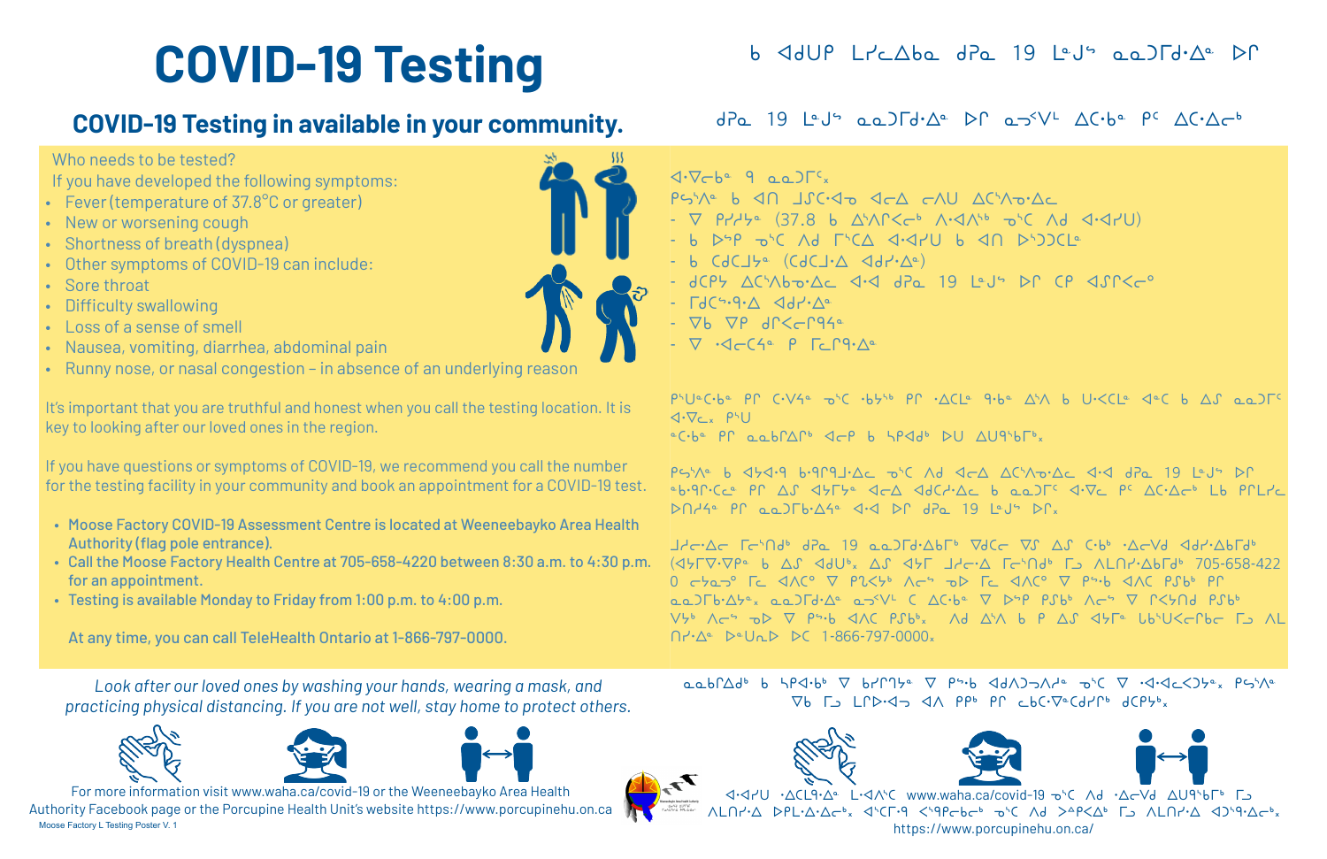# COVID-19 Testing

## COVID-19 Testing in available in your community.

Who needs to be tested?

If you have developed the following symptoms:

- Fever (temperature of 37.8°C or greater)
- New or worsening cough
- Shortness of breath (dyspnea)
- Other symptoms of COVID-19 can include:
- Sore throat
- Difficulty swallowing
- Loss of a sense of smell
- Nausea, vomiting, diarrhea, abdominal pain
- Runny nose, or nasal congestion – in absence of an underlying reason

It's important that you are truthful and honest when you call the testing location. It is key to looking after our loved ones in the region.

If you have questions or symptoms of COVID-19, we recommend you call the number for the testing facility in your community and book an appointment for a COVID-19 test.

- **Moose Factory COVID-19 Assessment Centre is located at Weeneebayko Area Health Authority (flag pole entrance).**
- **Call the Moose Factory Health Centre at 705-658-4220 between 8:30 a.m. to 4:30 p.m. for an appointment.**
- **Testing is available Monday to Friday from 1:00 p.m. to 4:00 p.m.**

**At any time, you can call TeleHealth Ontario at 1-866-797-0000.**

*Look after our loved ones by washing your hands, wearing a mask, and practicing physical distancing. If you are not well, stay home to protect others.*

For more information visit www.waha.ca/covid-19 or the Weeneebayko Area Health Authority Facebook page or the Porcupine Health Unit's website https://www.porcupinehu.on.ca

Moose Factory L Testing Poster V. 1

# ᑲ ᐊᑯᑌᑭ ᒪᓯᓚᐃᑲᓇ ᑯᑭᓇ 19 ᒪᓐᒍᐢ ᓇᓇᑐᒥᑯᐧᐃᓐ ᐅᒋ

## ᑯᑭᓇ 19 ᒪᓐᒍᐢ ᓇᓇᑐᒥᑯᐧᐃᓐ ᐅᒋ ᓇᐢᐸᐃᒼ ᐃᑕᐧᑲᓐ ᑭᐨ ᐃᑕᐧᐃᓂᐠ

ᐊᐧᐁᓂᑲᓐ ᑫ ᓇᓇᑐᒥᐨ᙮

ᑭᔐᐡᐱᓐ ᑲ ᐊᑎ ᒍᔕᑕᐧᐊᓂ ᐊᓂᐃ ᓂᐱᑌ ᐃᑕᐢᐱᓂᐧᐃᓚ

- ᐁ ᑭᓯᓯᔕᓐ (37.8 ᑲ ᐃᐢᐱᒋᐸᓂᐠ ᐱᐧᐊᐱᐢᐠ ᓂᐡᑕ ᐱᑯ ᐊᐧᐊᓯᑌ)
- ᑲ ᐅᐢᑭ ᓂᐡᑕ ᐱᑯ ᒥᐡᑕᐃ ᐊᐧᐊᓯᑌ ᑲ ᐊᑎ ᐅᐢᑐᑐᑕᒪᓐ
- ᑲ ᑕᑯᑕᒍᔕᓐ (ᑕᑯᑕᒍᐃ ᐊᑯᓯᐧᐃᓐ)
- ᑯᑕᑭᔕ ᐃᑕᐢᐱᑲᓂᐧᐃᓚ ᐊᐧᐊ ᑯᑭᓇ 19 ᒪᓐᒍᐢ ᐅᒋ ᑕᑭ ᐊᔑᒋᐸᓂᐤ
- ᒥᑯᑕᐢᑲᐧᑫᐃ ᐊᑯᓯᐧᐃᓐ
- ᐁᑲ ᐁᑭ ᑯᒋᐸᓂᑭᑫᓐ
- ᐁ ᐧᐊᓂᑕᑫᓐ ᑭ ᒥᓇᑭᑫᐧᐃᓐ

ᑭᐢᑌᓐᑕᑲᐧᑲᓐ ᑭᒋ ᑕᐧᐯᑫᓐ ᓂᐡᑕ ᐧᐊᔕᐢᐠ ᑭᒋ ᐧᐃᑕᒪᓐ ᑫᑲᐧᑲᓐ ᐃᐡᐱ ᑲ ᑌᐸᑕᒪᓐ ᐊᓐᑕ ᑲ ᐃᔑ ᓇᓇᑐᒥᐨ ᐊᐧᐁᓂ᙮ ᑭᐢᑌ

ᓐᑕᑲᓐ ᑭᒋ ᓇᓇᑲᒋᐦᐃᒋᐠ ᐊᓂᑭ ᑲ ᓴᑭᐊᑯᐠ ᐅᑌ ᐃᐦᑌᑫᐢᑲᒥᑯᐠ᙮

ᑭᔐᐡᐱᓐ ᑲ ᐊᔕᐊᑫ ᑲᐧᑫᒋᑫᒧᐧᐃᓚ ᓂᐡᑕ ᐱᑯ ᐊᓂᐃ ᐃᑕᐢᐱᓂᐧᐃᓚ ᐊᐧᐊ ᑯᑭᓇ 19 ᒪᓐᒍᐢ ᐅᒋ ᓐᑲᐧᑫᒋᑕᒧᓐ ᑭᒋ ᐃᔑ ᐊᔕᒥᔕᓐ ᐊᓂᐃ ᐊᑯᑕᓯᐧᐃᓚ ᑲ ᓇᓇᑐᒥᐨ ᐊᐧᐁᓂ ᑭᐨ ᐃᑕᐧᐃᓂᐠ ᒪᑲ ᑭᒥᓚᓯᓚ ᐅᑎᓯᓴᓐ ᑭᒋ ᓇᓇᑐᒥᑲᐧᐃᔕᓐ ᐊᐧᐊ ᐅᒋ ᑯᑭᓇ 19 ᒪᓐᒍᐢ ᐅᒋ᙮

ᒍᓯᓂᐧᐃᓂ ᒥᓂᐢᑎᑯᐠ ᑯᑭᓇ 19 ᓇᓇᑐᒥᑯᐧᐃᑲᒥᑯᐠ ᐁᐧᑯᑕᓂ ᐁᔑ ᐊᔑ ᑕᐧᑲᐠ ᐧᐃᓂᐯᑯ ᐊᑯᓯᐧᐃᑲᒥᑯᐠ (ᐊᔕᒥᐁᐧᐁᑭᓐ ᑲ ᐊᔑ ᐊᑯᑌᐠ᙮ ᐊᔑ ᐊᔕᒥ ᒍᓯᓂᐧᐃ ᒥᓂᐢᑎᑯᐠ ᒥᒍ ᐱᒪᑎᓯᐧᐃᑲᒥᑯᐠ 705-658-4220 ᓂᔕᓂᐤ ᒥᓇ ᐊᐱᑕᐤ ᐁ ᑭᓚᐸᔕᐠ ᐱᓂᐢ ᓂᔓ ᒥᓇ ᐊᐱᑕᐤ ᐁ ᑭᐢᑲ ᐊᐱᑕ ᑭᔑᑲᐠ ᑭᒋ ᓇᓇᑐᒥᑲᐧᐃᔕᓐ᙮ ᓇᓇᑐᒥᑯᐧᐃᓐ ᓇᐢᐸᐃᒼ ᑕ ᐃᑕᐧᑲᓐ ᐁ ᐅᐢᑭ ᑭᔑᑲᐠ ᐱᓂᐢ ᐁ ᓂᑲᓂᑕᐤ ᑭᔑᑲᐠ ᐯᔑᐠ ᐱᓂᐢ ᓂᐅ ᐁ ᑭᐢᑲ ᐊᐱᑕ ᑭᔑᑲᐠ᙮ ᐱᑯ ᐃᐡᐱ ᑲ ᑭ ᐊᔑ ᐊᔕᒥᓐ ᒪᑲᐧᑌᐸᓂᒋᑲᓂᐠ ᒥᒍ ᐱᒪᑎᓯᐧᐃᓐ ᐅᓐᑌᓇᐅ ᐅᑕ 1-866-797-0000᙮

ᓇᓇᑲᒋᐦᐃᑯᐠ ᑲ ᓴᑭᐊᐧᑲᐠ ᐁ ᑲᓯᒋᒋᔕᓐ ᐁ ᑭᐢᑲ ᐊᑯᐱᑐᓇᐱᓱᓐ ᓂᐡᑕ ᐁ ᐧᐊᐧᐊᓂᑲᐸᐅᔕᓐ᙮ ᑭᔐᐡᐱᓐ ᐁᑲ ᒥᒍ ᒪᒋᐅᐧᐃᓐ ᐊᐱ ᑭᑭᐠ ᑭᒋ ᓚᑲᑕᐧᐁᓐᑕᒧᓯᒋᐠ ᑯᑕᑭᔕᐠ᙮

ᐧᐊᐧᐊᓯᑌ ᐧᐃᑕᒪᑫᐧᐃᓐ ᒪᐧᐃᑕᐃᐧᐊᐨ www.waha.ca/covid-19 ᓂᐡᑕ ᐱᑯ ᐧᐃᓂᐯᑯ ᐊᑯᓯᐧᐃᑲᒥᑯᐠ ᒥᒍ ᐱᒪᑎᓯᐧᐃᓐ ᐅᐱᒪᐧᐃᓂᐦᐃᑲᓂᐠ᙮ ᐊᐢᑕᒥᑫ ᐸᐢᑫᐱᑲᐦᐃᑲᓂᐠ ᓂᐡᑕ ᐱᑯ ᐳᑲᐱᑲᓂᐠ ᒥᒍ ᐱᒪᑎᓯᐧᐃ ᐊᑐᐢᑫᐧᐃᓂᐠ᙮

https://www.porcupinehu.on.ca/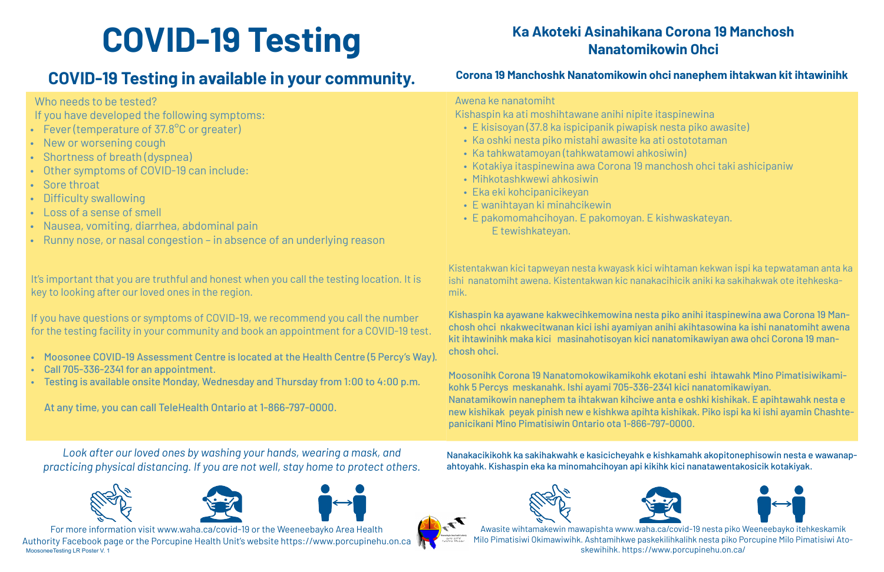# COVID-19 Testing

## COVID-19 Testing in available in your community.

Who needs to be tested?

If you have developed the following symptoms:

- Fever (temperature of 37.8°C or greater)
- New or worsening cough
- Shortness of breath (dyspnea)
- Other symptoms of COVID-19 can include:
- Sore throat
- Difficulty swallowing
- Loss of a sense of smell
- Nausea, vomiting, diarrhea, abdominal pain
- Runny nose, or nasal congestion – in absence of an underlying reason

It's important that you are truthful and honest when you call the testing location. It is key to looking after our loved ones in the region.

If you have questions or symptoms of COVID-19, we recommend you call the number for the testing facility in your community and book an appointment for a COVID-19 test.

- **Moosonee COVID-19 Assessment Centre is located at the Health Centre (5 Percy's Way).**
- **Call 705-336-2341 for an appointment.**
- **Testing is available onsite Monday, Wednesday and Thursday from 1:00 to 4:00 p.m.**

**At any time, you can call TeleHealth Ontario at 1-866-797-0000.**

*Look after our loved ones by washing your hands, wearing a mask, and practicing physical distancing. If you are not well, stay home to protect others.*

For more information visit www.waha.ca/covid-19 or the Weeneebayko Area Health Authority Facebook page or the Porcupine Health Unit's website https://www.porcupinehu.on.ca

## Ka Akoteki Asinahikana Corona 19 Manchosh Nanatomikowin Ohci

### Corona 19 Manchoshk Nanatomikowin ohci nanephem ihtakwan kit ihtawinihk

Awena ke nanatomiht

Kishaspin ka ati moshihtawane anihi nipite itaspinewina

- E kisisoyan (37.8 ka ispicipanik piwapisk nesta piko awasite)
- Ka oshki nesta piko mistahi awasite ka ati ostototaman
- Ka tahkwatamoyan (tahkwatamowi ahkosiwin)
- Kotakiya itaspinewina awa Corona 19 manchosh ohci taki ashicipaniw
- Mihkotashkwewi ahkosiwin
- Eka eki kohcipanicikeyan
- E wanihtayan ki minahcikewin
- E pakomomahcihoyan. E pakomoyan. E kishwaskateyan. E tewishkateyan.

Kistentakwan kici tapweyan nesta kwayask kici wihtaman kekwan ispi ka tepwataman anta ka ishi nanatomiht awena. Kistentakwan kic nanakacihicik aniki ka sakihakwak ote itehkeskamik.

**Kishaspin ka ayawane kakwecihkemowina nesta piko anihi itaspinewina awa Corona 19 Manchosh ohci nkakwecitwanan kici ishi ayamiyan anihi akihtasowina ka ishi nanatomiht awena kit ihtawinihk maka kici masinahotisoyan kici nanatomikawiyan awa ohci Corona 19 manchosh ohci.**

**Moosonihk Corona 19 Nanatomokowikamikohk ekotani eshi ihtawahk Mino Pimatisiwikamikohk 5 Percys meskanahk. Ishi ayami 705-336-2341 kici nanatomikawiyan. Nanatamikowin nanephem ta ihtakwan kihciwe anta e oshki kishikak. E apihtawahk nesta e new kishikak peyak pinish new e kishkwa apihta kishikak. Piko ispi ka ki ishi ayamin Chashtepanicikani Mino Pimatisiwin Ontario ota 1-866-797-0000.**

Nanakacikikohk ka sakihakwahk e kasicicheyahk e kishkamahk akopitonephisowin nesta e wawanapahtoyahk. Kishaspin eka ka minomahcihoyan api kikihk kici nanatawentakosicik kotakiyak.

Awasite wihtamakewin mawapishta www.waha.ca/covid-19 nesta piko Weeneebayko itehkeskamik Milo Pimatisiwi Okimawiwihk. Ashtamihkwe paskekilihkalihk nesta piko Porcupine Milo Pimatisiwi Atoskewihihk. https://www.porcupinehu.on.ca/

MoosoneeTesting LR Poster V. 1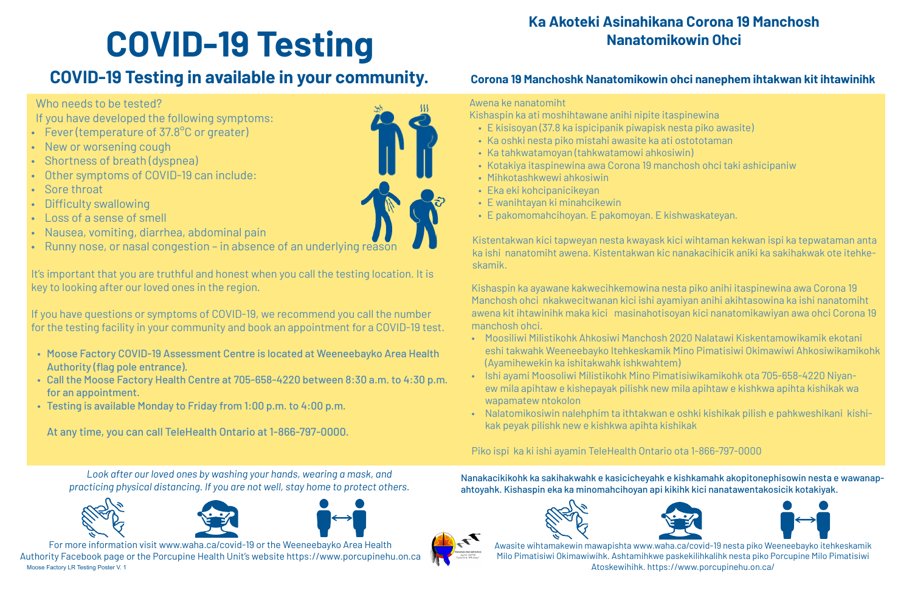# COVID-19 Testing

## COVID-19 Testing in available in your community.

Who needs to be tested?

If you have developed the following symptoms:

- Fever (temperature of 37.8°C or greater)
- New or worsening cough
- Shortness of breath (dyspnea)
- Other symptoms of COVID-19 can include:
- Sore throat
- Difficulty swallowing
- Loss of a sense of smell
- Nausea, vomiting, diarrhea, abdominal pain
- Runny nose, or nasal congestion – in absence of an underlying reason

It's important that you are truthful and honest when you call the testing location. It is key to looking after our loved ones in the region.

If you have questions or symptoms of COVID-19, we recommend you call the number for the testing facility in your community and book an appointment for a COVID-19 test.

- **Moose Factory COVID-19 Assessment Centre is located at Weeneebayko Area Health Authority (flag pole entrance).**
- **Call the Moose Factory Health Centre at 705-658-4220 between 8:30 a.m. to 4:30 p.m. for an appointment.**
- **Testing is available Monday to Friday from 1:00 p.m. to 4:00 p.m.**

**At any time, you can call TeleHealth Ontario at 1-866-797-0000.**

*Look after our loved ones by washing your hands, wearing a mask, and practicing physical distancing. If you are not well, stay home to protect others.*

For more information visit www.waha.ca/covid-19 or the Weeneebayko Area Health Authority Facebook page or the Porcupine Health Unit's website https://www.porcupinehu.on.ca

Moose Factory LR Testing Poster V. 1

## Ka Akoteki Asinahikana Corona 19 Manchosh Nanatomikowin Ohci

### Corona 19 Manchoshk Nanatomikowin ohci nanephem ihtakwan kit ihtawinihk

Awena ke nanatomiht

Kishaspin ka ati moshihtawane anihi nipite itaspinewina

- E kisisoyan (37.8 ka ispicipanik piwapisk nesta piko awasite)
- Ka oshki nesta piko mistahi awasite ka ati ostototaman
- Ka tahkwatamoyan (tahkwatamowi ahkosiwin)
- Kotakiya itaspinewina awa Corona 19 manchosh ohci taki ashicipaniw
- Mihkotashkwewi ahkosiwin
- Eka eki kohcipanicikeyan
- E wanihtayan ki minahcikewin
- E pakomomahcihoyan. E pakomoyan. E kishwaskateyan.

Kistentakwan kici tapweyan nesta kwayask kici wihtaman kekwan ispi ka tepwataman anta ka ishi nanatomiht awena. Kistentakwan kic nanakacihicik aniki ka sakihakwak ote itehke-skamik.

Kishaspin ka ayawane kakwecihkemowina nesta piko anihi itaspinewina awa Corona 19 Manchosh ohci nkakwecitwanan kici ishi ayamiyan anihi akihtasowina ka ishi nanatomiht awena kit ihtawinihk maka kici masinahotisoyan kici nanatomikawiyan awa ohci Corona 19 manchosh ohci.

- Moosiliwi Milistikohk Ahkosiwi Manchosh 2020 Nalatawi Kiskentamowikamik ekotani eshi takwahk Weeneebayko Itehkeskamik Mino Pimatisiwi Okimawiwi Ahkosiwikamikohk (Ayamihewekin ka ishitakwahk ishkwahtem)
- Ishi ayami Moosoliwi Milistikohk Mino Pimatisiwikamikohk ota 705-658-4220 Niyan-ew mila apihtaw e kishepayak pilishk new mila apihtaw e kishkwa apihta kishikak wa wapamatew ntokolon
- Nalatomikosiwin nalehphim ta ithtakwan e oshki kishikak pilish e pahkweshikani kishi-kak peyak pilishk new e kishkwa apihta kishikak

Piko ispi ka ki ishi ayamin TeleHealth Ontario ota 1-866-797-0000

Nanakacikikohk ka sakihakwahk e kasicicheyahk e kishkamahk akopitonephisowin nesta e wawanap-ahtoyahk. Kishaspin eka ka minomahcihoyan api kikihk kici nanatawentakosicik kotakiyak.

Awasite wihtamakewin mawapishta www.waha.ca/covid-19 nesta piko Weeneebayko itehkeskamik Milo Pimatisiwi Okimawiwihk. Ashtamihkwe paskekilihkalihk nesta piko Porcupine Milo Pimatisiwi Atoskewihihk. https://www.porcupinehu.on.ca/